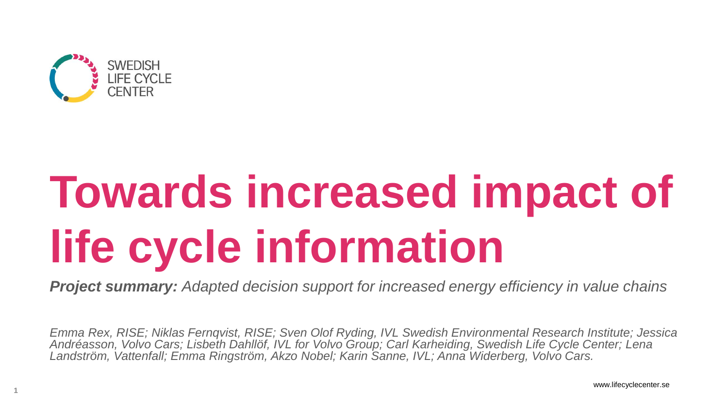SWEDISH LIFE CYCLE CENTER

# Towards increased impact of life cycle information

***Project summary:*** *Adapted decision support for increased energy efficiency in value chains*

*Emma Rex, RISE; Niklas Fernqvist, RISE; Sven Olof Ryding, IVL Swedish Environmental Research Institute; Jessica Andréasson, Volvo Cars; Lisbeth Dahllöf, IVL for Volvo Group; Carl Karheiding, Swedish Life Cycle Center; Lena Landström, Vattenfall; Emma Ringström, Akzo Nobel; Karin Sanne, IVL; Anna Widerberg, Volvo Cars.*

www.lifecyclecenter.se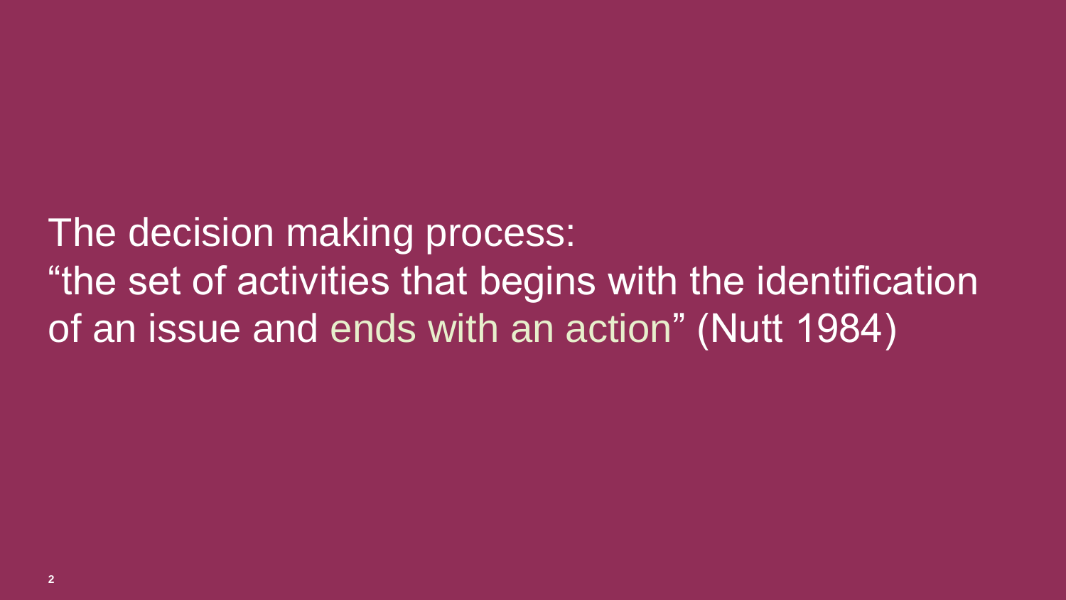The decision making process:
“the set of activities that begins with the identification of an issue and ends with an action” (Nutt 1984)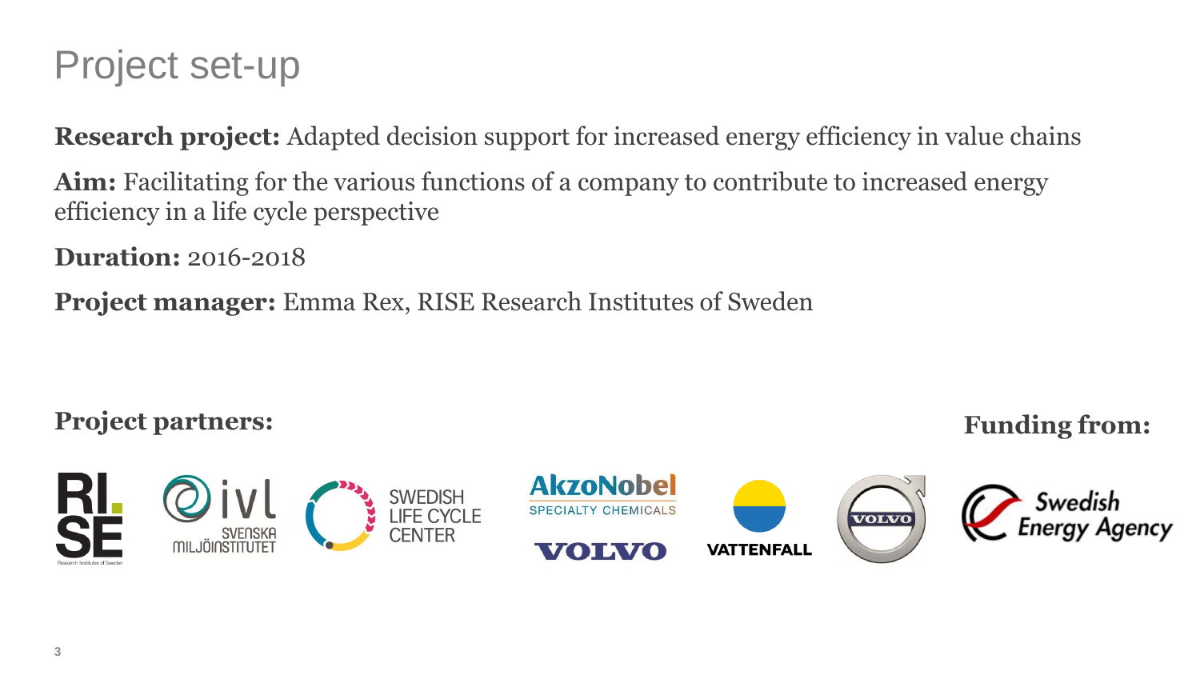# Project set-up

**Research project:** Adapted decision support for increased energy efficiency in value chains

**Aim:** Facilitating for the various functions of a company to contribute to increased energy efficiency in a life cycle perspective

**Duration:** 2016-2018

**Project manager:** Emma Rex, RISE Research Institutes of Sweden

**Project partners:**

**Funding from:**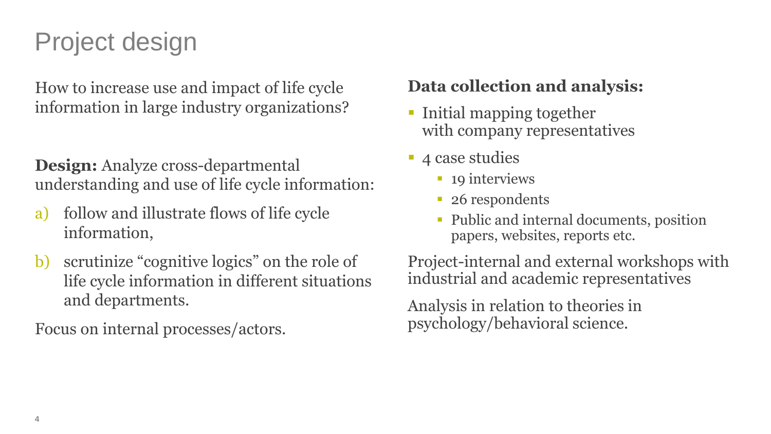# Project design

How to increase use and impact of life cycle information in large industry organizations?

**Design:** Analyze cross-departmental understanding and use of life cycle information:

a) follow and illustrate flows of life cycle information,

b) scrutinize "cognitive logics" on the role of life cycle information in different situations and departments.

Focus on internal processes/actors.

**Data collection and analysis:**

- Initial mapping together with company representatives
- 4 case studies
  - 19 interviews
  - 26 respondents
  - Public and internal documents, position papers, websites, reports etc.

Project-internal and external workshops with industrial and academic representatives

Analysis in relation to theories in psychology/behavioral science.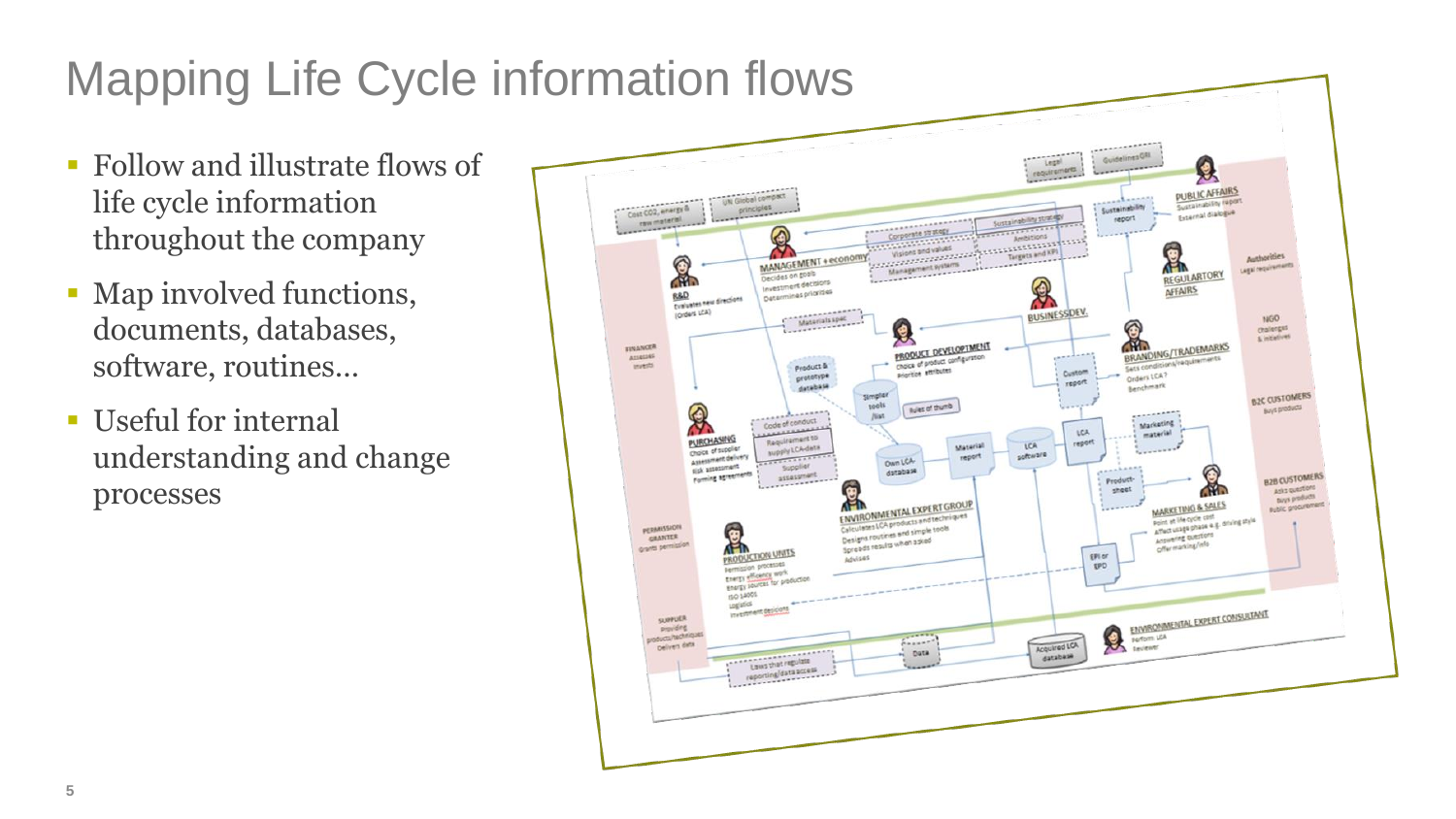# Mapping Life Cycle information flows

- Follow and illustrate flows of life cycle information throughout the company
- Map involved functions, documents, databases, software, routines…
- Useful for internal understanding and change processes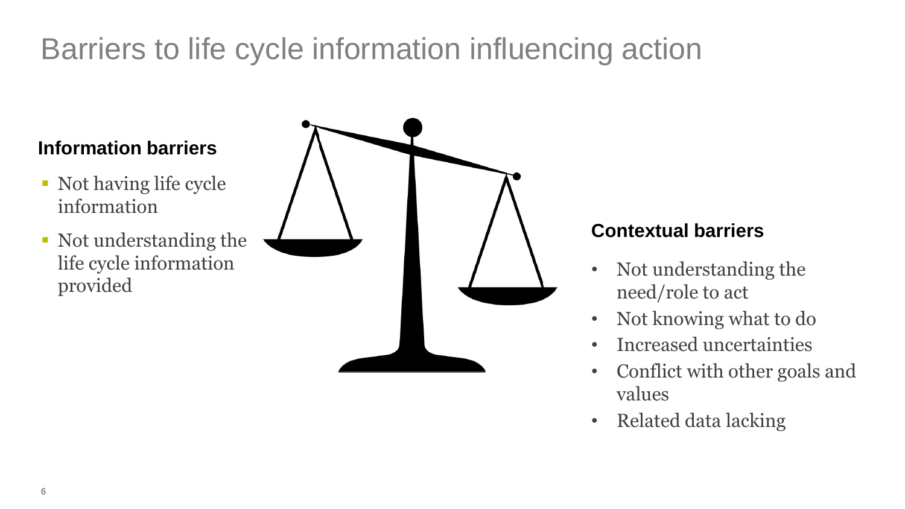# Barriers to life cycle information influencing action

### Information barriers

- Not having life cycle information
- Not understanding the life cycle information provided

### Contextual barriers

- Not understanding the need/role to act
- Not knowing what to do
- Increased uncertainties
- Conflict with other goals and values
- Related data lacking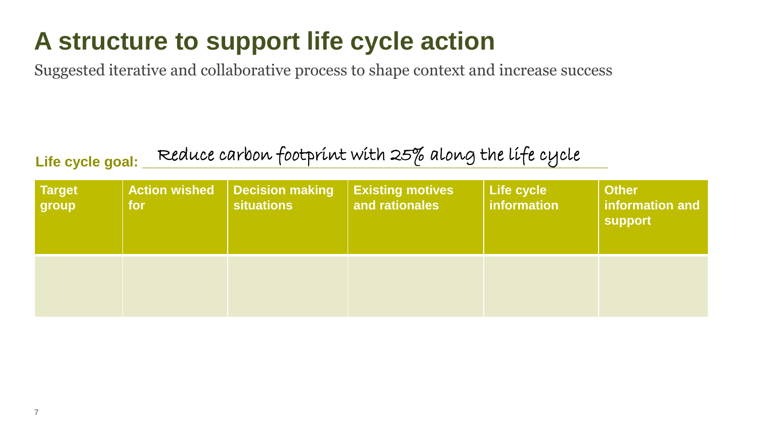# A structure to support life cycle action

Suggested iterative and collaborative process to shape context and increase success

**Life cycle goal:** Reduce carbon footprint with 25% along the life cycle

| Target group | Action wished for | Decision making situations | Existing motives and rationales | Life cycle information | Other information and support |
|---|---|---|---|---|---|
| | | | | | |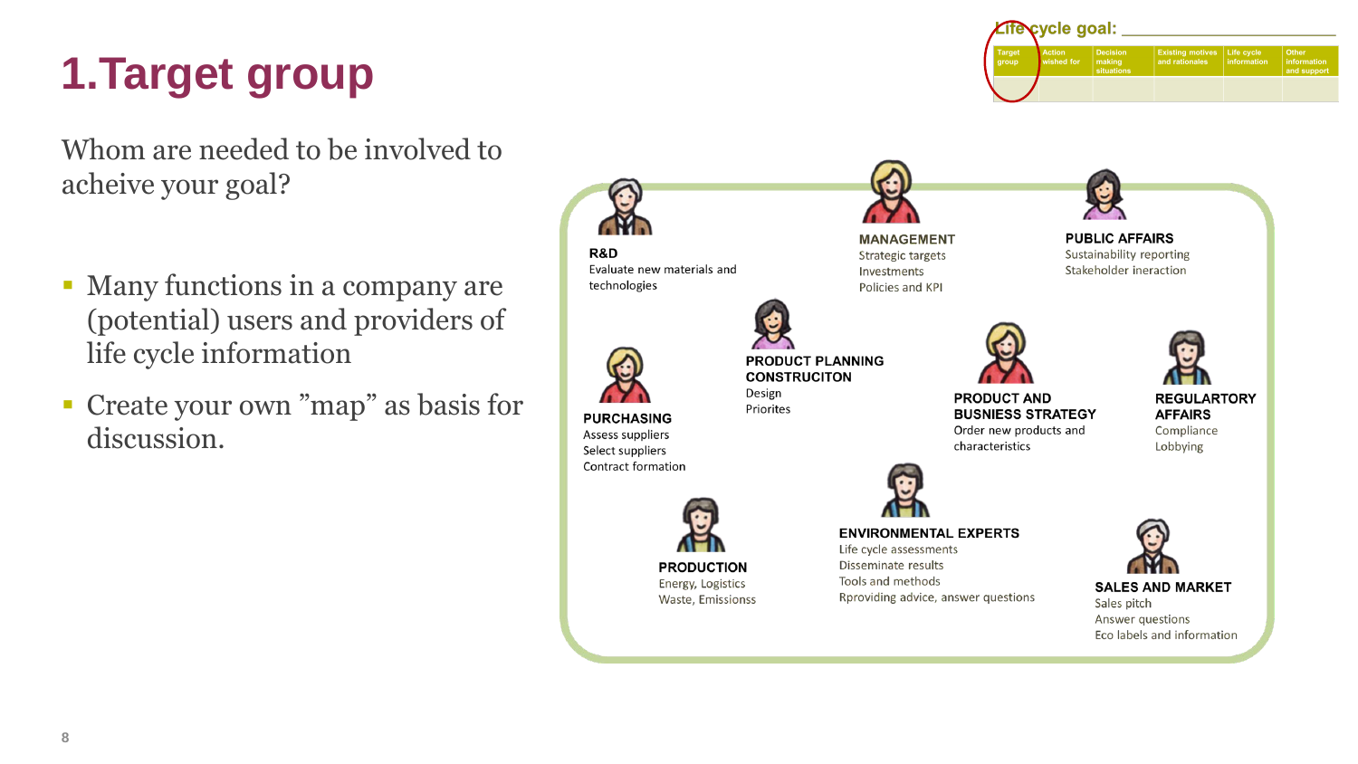# 1.Target group

Life cycle goal: ___

| Target group | Action wished for | Decision making situations | Existing motives and rationales | Life cycle information | Other information and support |
|---|---|---|---|---|---|
| | | | | | |

Whom are needed to be involved to acheive your goal?

- Many functions in a company are (potential) users and providers of life cycle information
- Create your own ”map” as basis for discussion.

**R&D**
Evaluate new materials and technologies

**MANAGEMENT**
Strategic targets
Investments
Policies and KPI

**PUBLIC AFFAIRS**
Sustainability reporting
Stakeholder ineraction

**PRODUCT PLANNING CONSTRUCITON**
Design
Priorites

**PURCHASING**
Assess suppliers
Select suppliers
Contract formation

**PRODUCT AND BUSNIESS STRATEGY**
Order new products and characteristics

**REGULARTORY AFFAIRS**
Compliance
Lobbying

**PRODUCTION**
Energy, Logistics
Waste, Emissionss

**ENVIRONMENTAL EXPERTS**
Life cycle assessments
Disseminate results
Tools and methods
Rproviding advice, answer questions

**SALES AND MARKET**
Sales pitch
Answer questions
Eco labels and information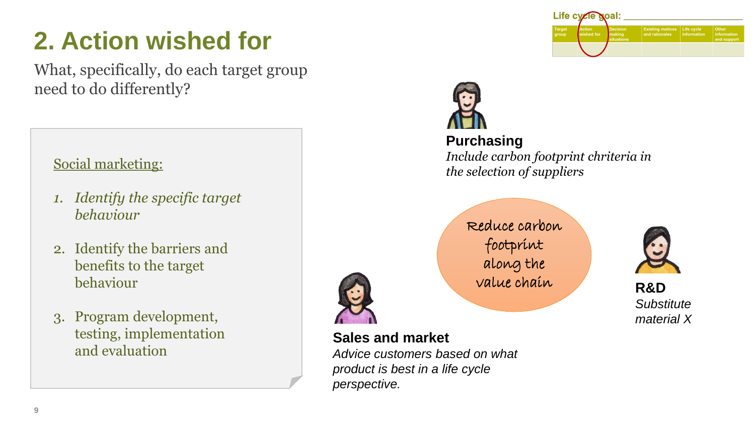# 2. Action wished for

What, specifically, do each target group need to do differently?

Life cycle goal: ______________________

| Target group | Action wished for | Decision making situations | Existing motives and rationales | Life cycle information | Other information and support |
|---|---|---|---|---|---|
| | | | | | |

Social marketing:

1. *Identify the specific target behaviour*
2. Identify the barriers and benefits to the target behaviour
3. Program development, testing, implementation and evaluation

Reduce carbon footprint along the value chain

**Purchasing**
*Include carbon footprint chriteria in the selection of suppliers*

**R&D**
*Substitute material X*

**Sales and market**
*Advice customers based on what product is best in a life cycle perspective.*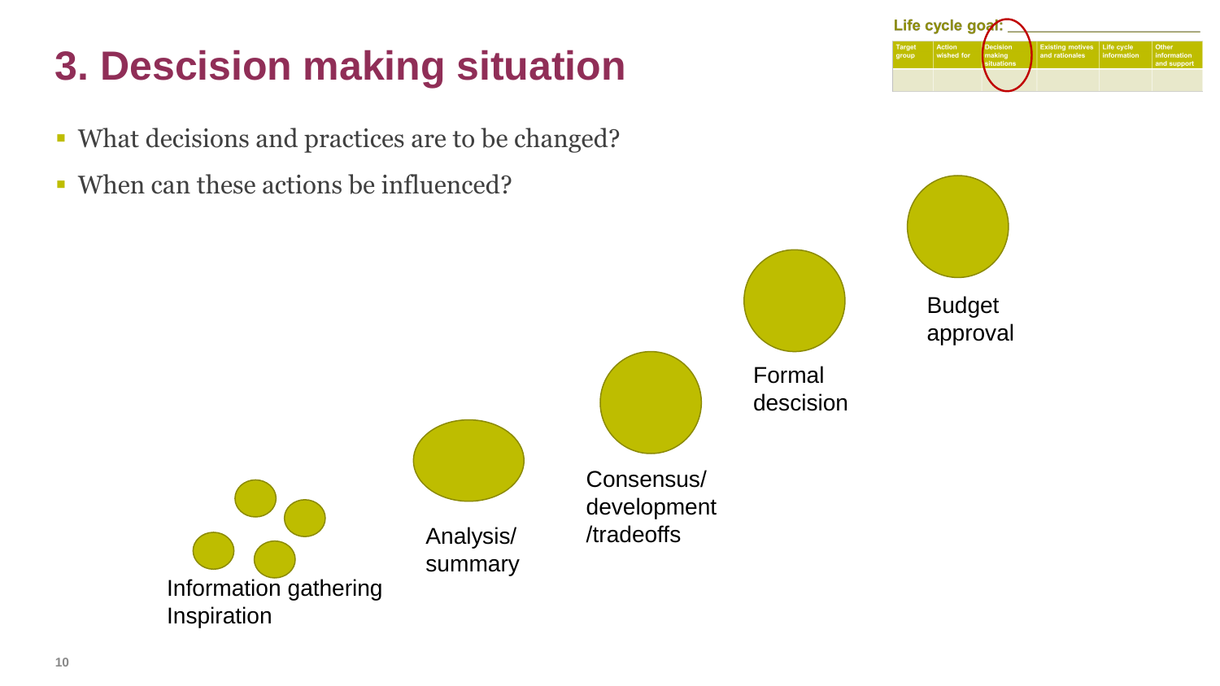# 3. Descision making situation

Life cycle goal: ____________

| Target group | Action wished for | Decision making situations | Existing motives and rationales | Life cycle information | Other information and support |
|---|---|---|---|---|---|
| | | | | | |

- What decisions and practices are to be changed?
- When can these actions be influenced?

Information gathering
Inspiration

Analysis/
summary

Consensus/
development
/tradeoffs

Formal
descision

Budget
approval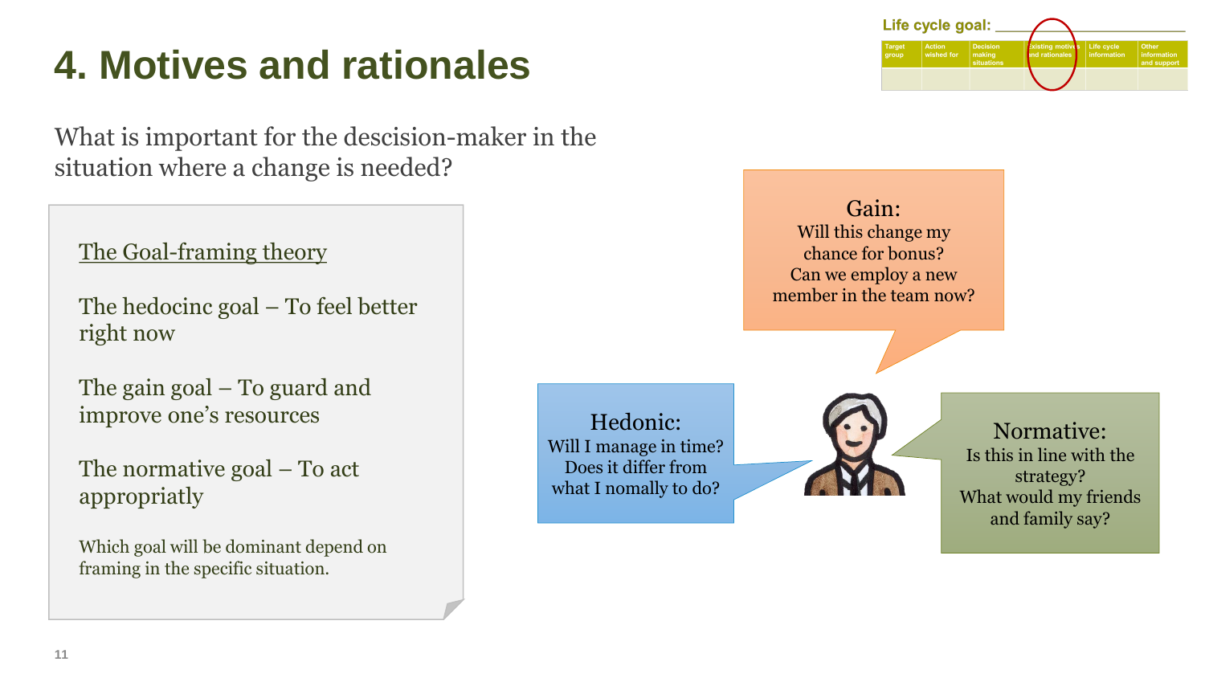# 4. Motives and rationales

**Life cycle goal:** ___________________

| Target group | Action wished for | Decision making situations | Existing motives and rationales | Life cycle information | Other information and support |
|---|---|---|---|---|---|
| | | | | | |

What is important for the descision-maker in the situation where a change is needed?

The Goal-framing theory

The hedocinc goal – To feel better right now

The gain goal – To guard and improve one's resources

The normative goal – To act appropriatly

Which goal will be dominant depend on framing in the specific situation.

**Gain:**
Will this change my chance for bonus?
Can we employ a new member in the team now?

**Hedonic:**
Will I manage in time?
Does it differ from what I nomally to do?

**Normative:**
Is this in line with the strategy?
What would my friends and family say?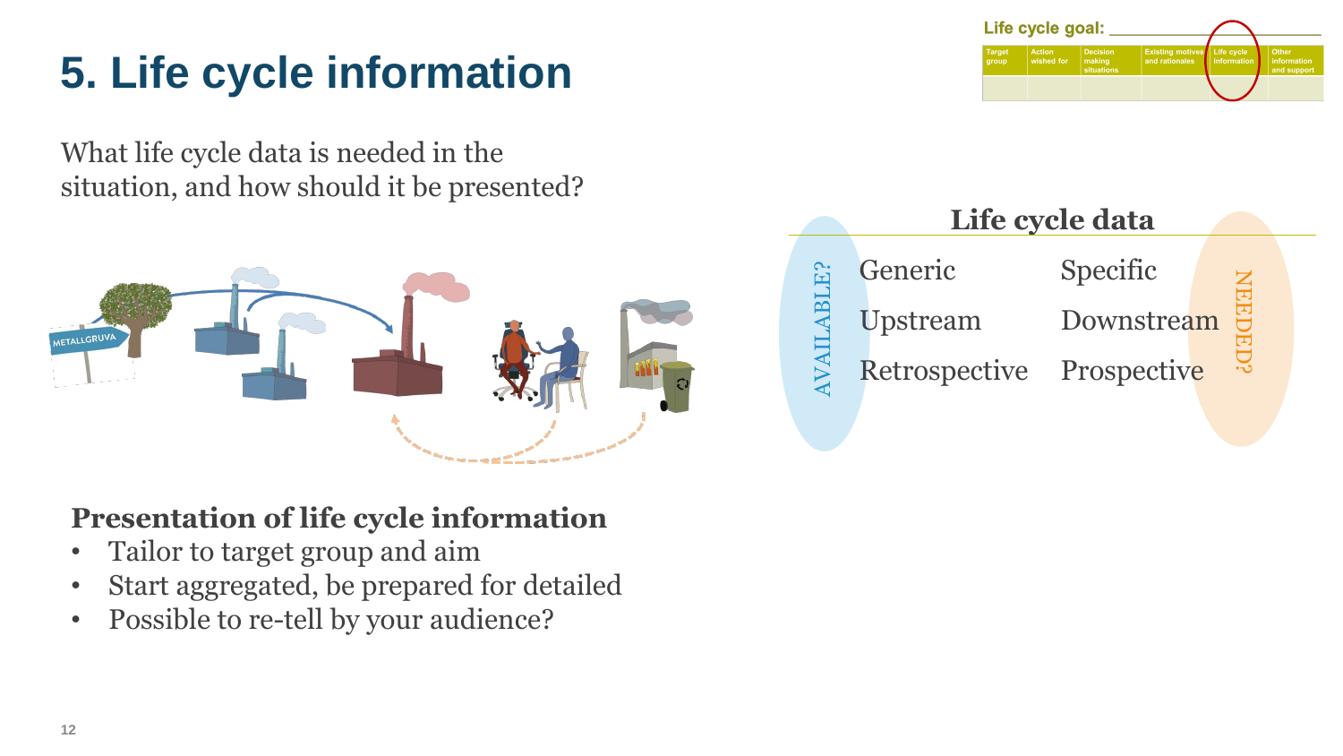# 5. Life cycle information

**Life cycle goal:** ____________________

| Target group | Action wished for | Decision making situations | Existing motives and rationales | Life cycle information | Other information and support |
|---|---|---|---|---|---|
| | | | | | |

What life cycle data is needed in the situation, and how should it be presented?

METALLGRUVA

**Life cycle data**

AVAILABLE?

| | |
|---|---|
| Generic | Specific |
| Upstream | Downstream |
| Retrospective | Prospective |

NEEDED?

**Presentation of life cycle information**

- Tailor to target group and aim
- Start aggregated, be prepared for detailed
- Possible to re-tell by your audience?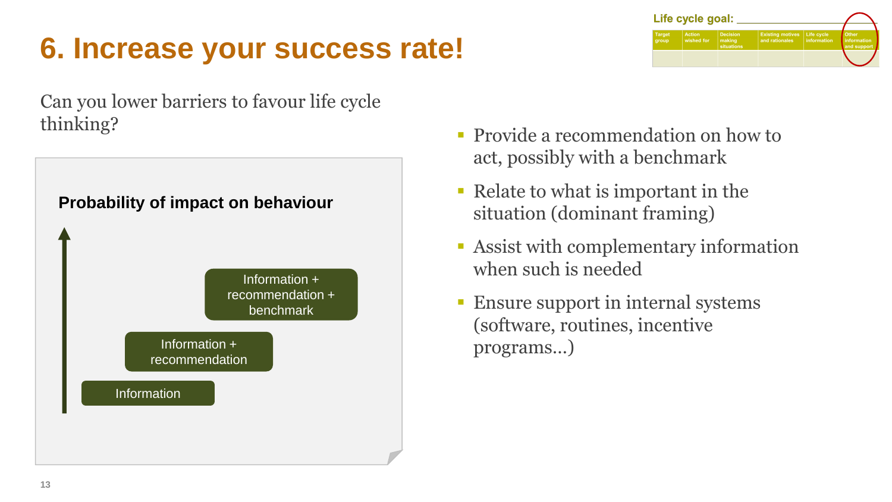# 6. Increase your success rate!

**Life cycle goal:** ___________________

| Target group | Action wished for | Decision making situations | Existing motives and rationales | Life cycle information | Other information and support |
|---|---|---|---|---|---|
| | | | | | |

Can you lower barriers to favour life cycle thinking?

**Probability of impact on behaviour**

- Information + recommendation + benchmark
- Information + recommendation
- Information

- Provide a recommendation on how to act, possibly with a benchmark
- Relate to what is important in the situation (dominant framing)
- Assist with complementary information when such is needed
- Ensure support in internal systems (software, routines, incentive programs…)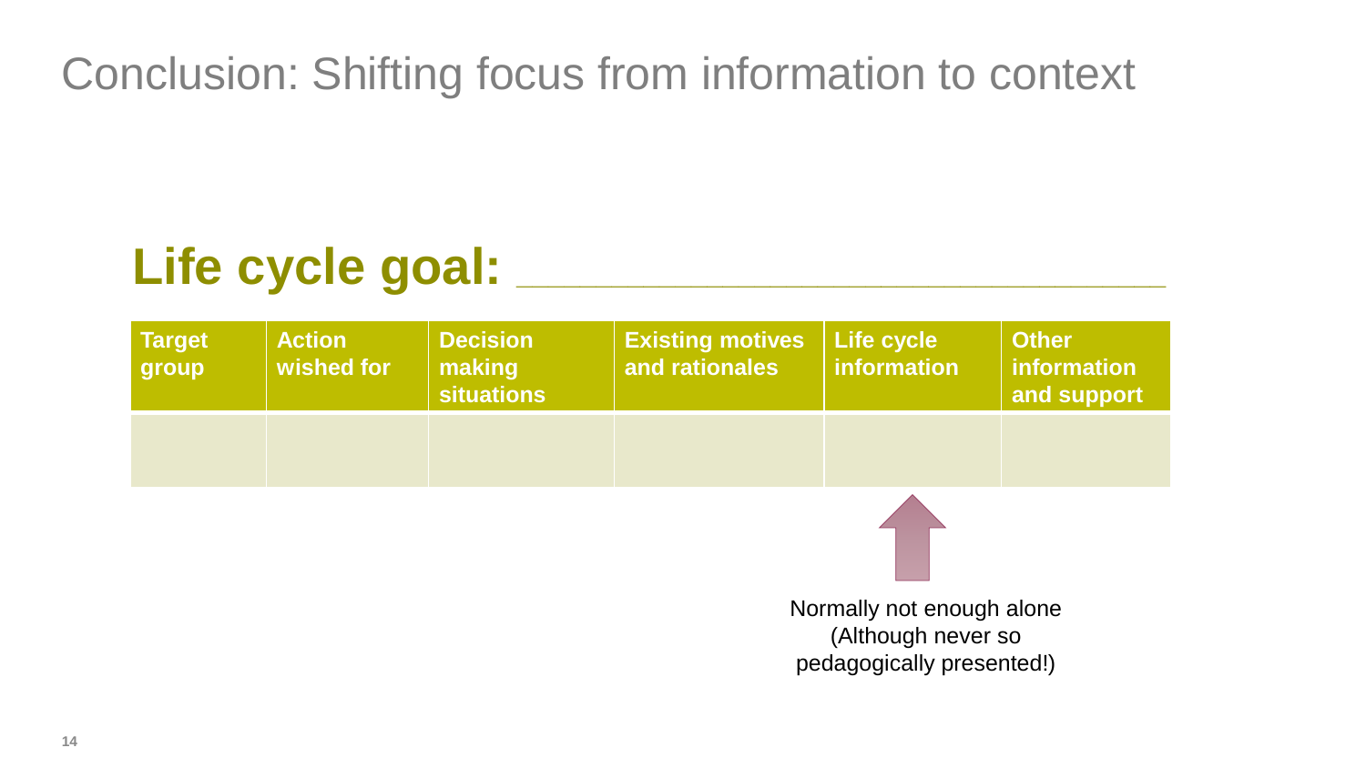# Conclusion: Shifting focus from information to context

## Life cycle goal: _______________________

| Target group | Action wished for | Decision making situations | Existing motives and rationales | Life cycle information | Other information and support |
|---|---|---|---|---|---|
| | | | | | |

Normally not enough alone
(Although never so pedagogically presented!)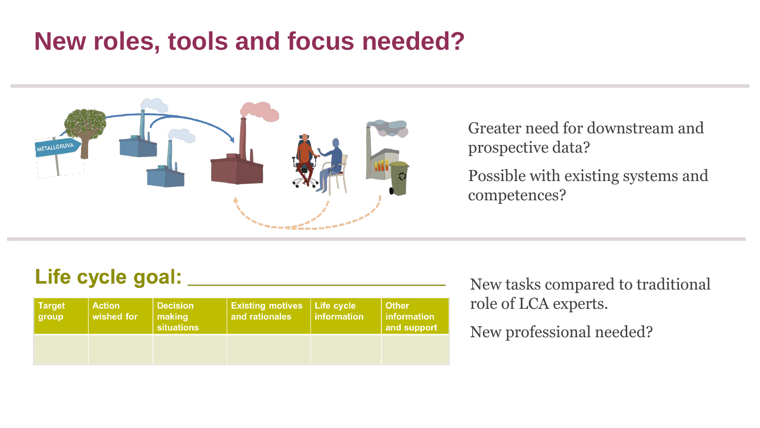# New roles, tools and focus needed?

Greater need for downstream and prospective data?

Possible with existing systems and competences?

## Life cycle goal: ________________________

| Target group | Action wished for | Decision making situations | Existing motives and rationales | Life cycle information | Other information and support |
|---|---|---|---|---|---|
| | | | | | |

New tasks compared to traditional role of LCA experts.

New professional needed?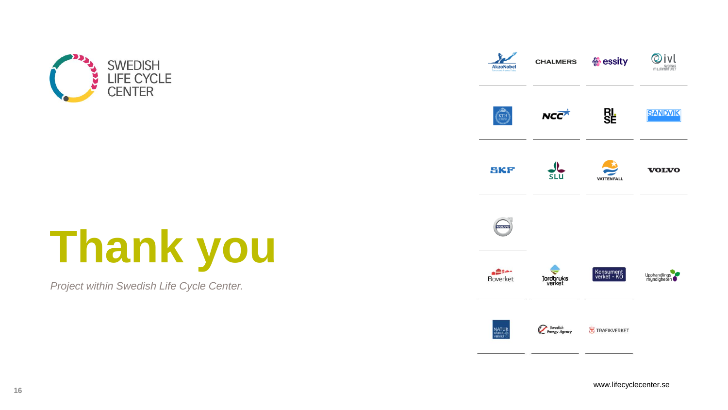SWEDISH LIFE CYCLE CENTER

# Thank you

*Project within Swedish Life Cycle Center.*

AkzoNobel

CHALMERS

essity

ivl SVENSKA MILJÖINSTITUTET

KTH

NCC

RI. SE

SANDVIK

SKF

SLU

VATTENFALL

VOLVO

VOLVO

Boverket

Jordbruksverket

Konsumentverket · KO

Upphandlingsmyndigheten

NATURVÅRDSVERKET

Swedish Energy Agency

TRAFIKVERKET

www.lifecyclecenter.se